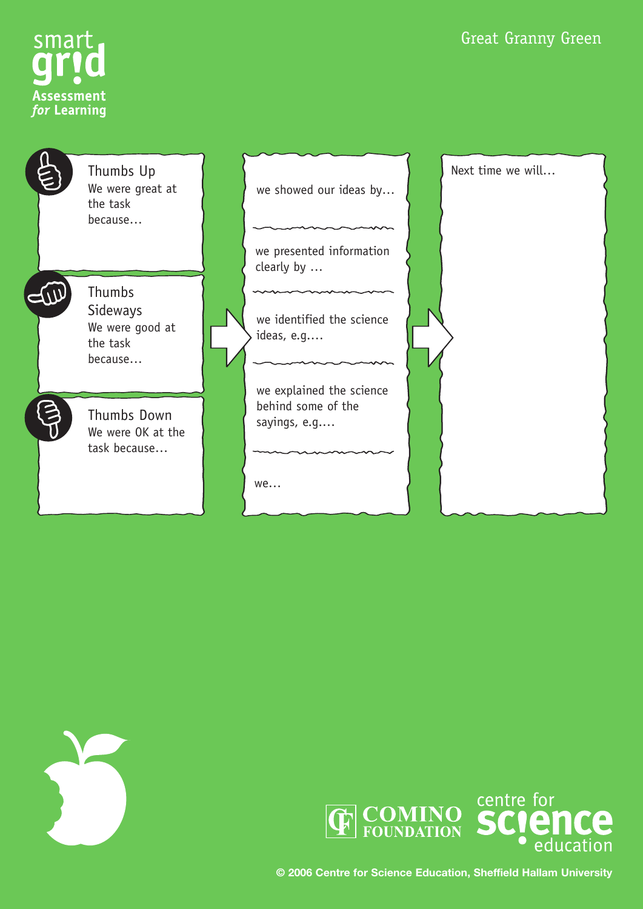smart grid

Assessment *for* Learning

# Great Granny Green

**Thumbs Up**
We were great at the task because…

**Thumbs Sideways**
We were good at the task because…

**Thumbs Down**
We were OK at the task because…

---

we showed our ideas by…

we presented information clearly by …

we identified the science ideas, e.g.…

we explained the science behind some of the sayings, e.g.…

we…

---

Next time we will…

---

COMINO FOUNDATION

centre for science education

© 2006 Centre for Science Education, Sheffield Hallam University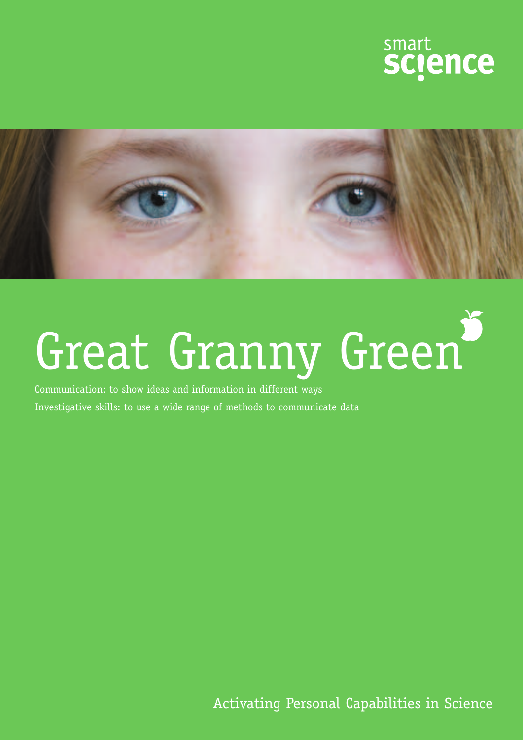smart science

# Great Granny Green

Communication: to show ideas and information in different ways

Investigative skills: to use a wide range of methods to communicate data

Activating Personal Capabilities in Science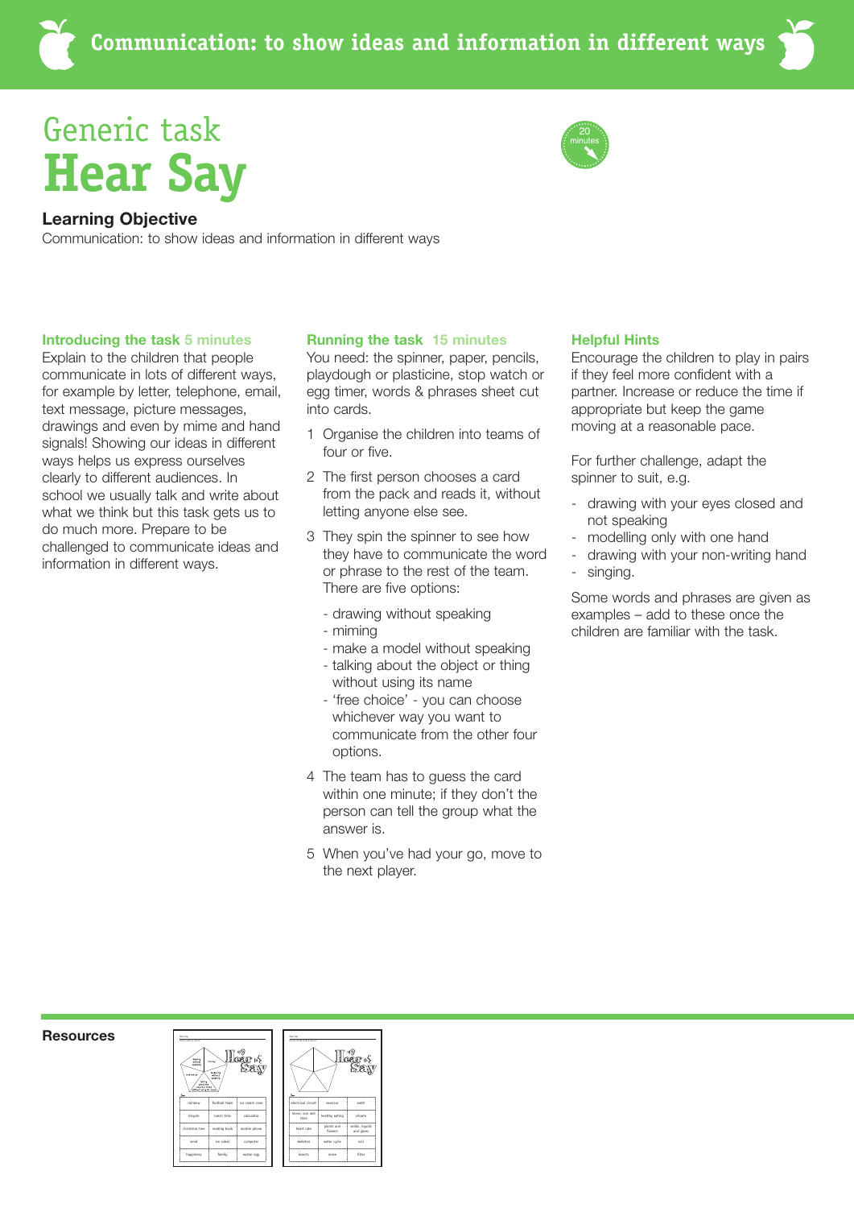# Communication: to show ideas and information in different ways

## Generic task
# Hear Say

20 minutes

### Learning Objective

Communication: to show ideas and information in different ways

### Introducing the task 5 minutes

Explain to the children that people communicate in lots of different ways, for example by letter, telephone, email, text message, picture messages, drawings and even by mime and hand signals! Showing our ideas in different ways helps us express ourselves clearly to different audiences. In school we usually talk and write about what we think but this task gets us to do much more. Prepare to be challenged to communicate ideas and information in different ways.

### Running the task 15 minutes

You need: the spinner, paper, pencils, playdough or plasticine, stop watch or egg timer, words & phrases sheet cut into cards.

1. Organise the children into teams of four or five.
2. The first person chooses a card from the pack and reads it, without letting anyone else see.
3. They spin the spinner to see how they have to communicate the word or phrase to the rest of the team. There are five options:
   - drawing without speaking
   - miming
   - make a model without speaking
   - talking about the object or thing without using its name
   - 'free choice' - you can choose whichever way you want to communicate from the other four options.
4. The team has to guess the card within one minute; if they don't the person can tell the group what the answer is.
5. When you've had your go, move to the next player.

### Helpful Hints

Encourage the children to play in pairs if they feel more confident with a partner. Increase or reduce the time if appropriate but keep the game moving at a reasonable pace.

For further challenge, adapt the spinner to suit, e.g.

- drawing with your eyes closed and not speaking
- modelling only with one hand
- drawing with your non-writing hand
- singing.

Some words and phrases are given as examples – add to these once the children are familiar with the task.

### Resources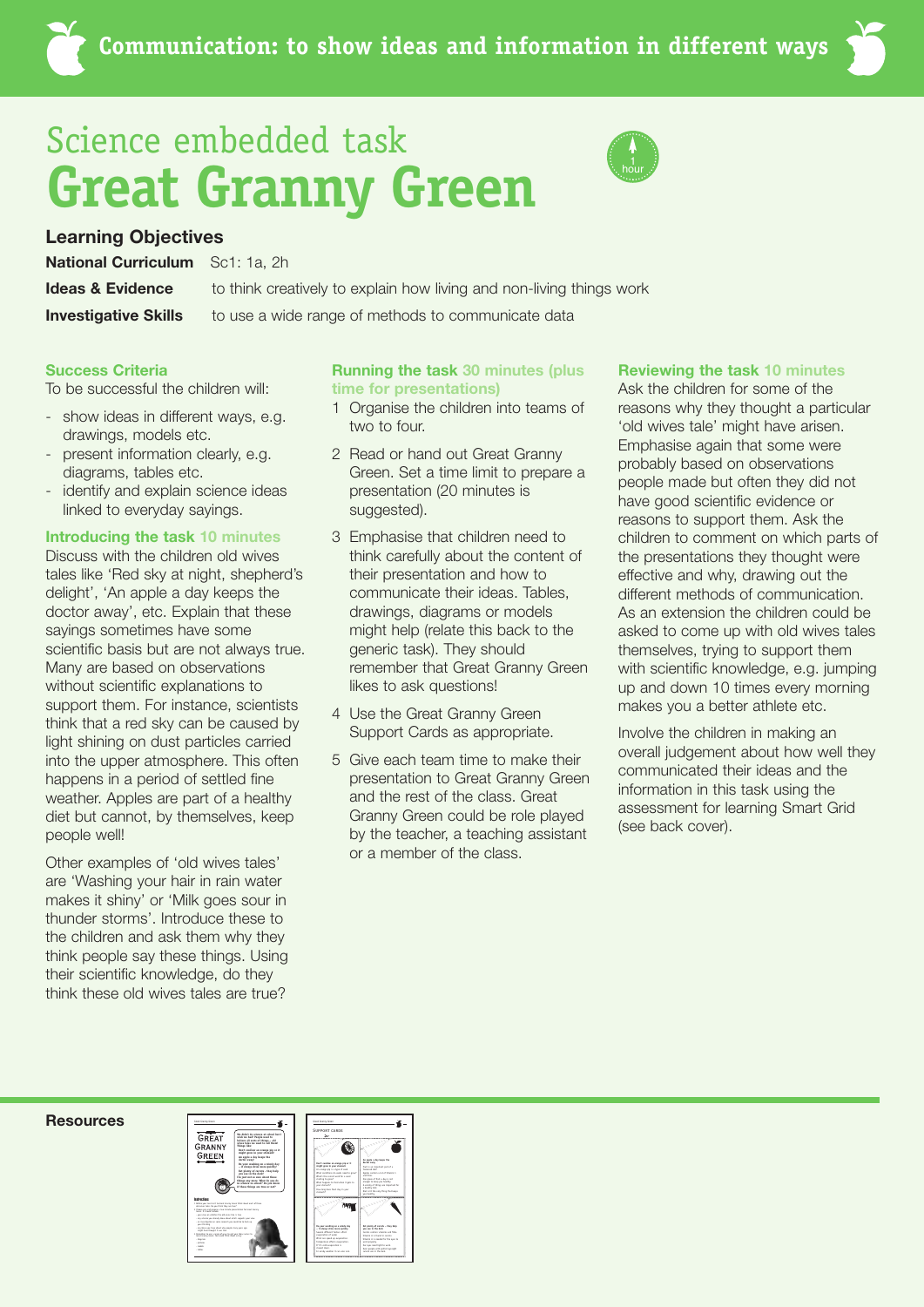**Communication: to show ideas and information in different ways**

# Science embedded task
# Great Granny Green

1 hour

## Learning Objectives

**National Curriculum** Sc1: 1a, 2h

**Ideas & Evidence** to think creatively to explain how living and non-living things work

**Investigative Skills** to use a wide range of methods to communicate data

### Success Criteria

To be successful the children will:

- show ideas in different ways, e.g. drawings, models etc.
- present information clearly, e.g. diagrams, tables etc.
- identify and explain science ideas linked to everyday sayings.

### Introducing the task 10 minutes

Discuss with the children old wives tales like 'Red sky at night, shepherd's delight', 'An apple a day keeps the doctor away', etc. Explain that these sayings sometimes have some scientific basis but are not always true. Many are based on observations without scientific explanations to support them. For instance, scientists think that a red sky can be caused by light shining on dust particles carried into the upper atmosphere. This often happens in a period of settled fine weather. Apples are part of a healthy diet but cannot, by themselves, keep people well!

Other examples of 'old wives tales' are 'Washing your hair in rain water makes it shiny' or 'Milk goes sour in thunder storms'. Introduce these to the children and ask them why they think people say these things. Using their scientific knowledge, do they think these old wives tales are true?

### Running the task 30 minutes (plus time for presentations)

1. Organise the children into teams of two to four.
2. Read or hand out Great Granny Green. Set a time limit to prepare a presentation (20 minutes is suggested).
3. Emphasise that children need to think carefully about the content of their presentation and how to communicate their ideas. Tables, drawings, diagrams or models might help (relate this back to the generic task). They should remember that Great Granny Green likes to ask questions!
4. Use the Great Granny Green Support Cards as appropriate.
5. Give each team time to make their presentation to Great Granny Green and the rest of the class. Great Granny Green could be role played by the teacher, a teaching assistant or a member of the class.

### Reviewing the task 10 minutes

Ask the children for some of the reasons why they thought a particular 'old wives tale' might have arisen. Emphasise again that some were probably based on observations people made but often they did not have good scientific evidence or reasons to support them. Ask the children to comment on which parts of the presentations they thought were effective and why, drawing out the different methods of communication. As an extension the children could be asked to come up with old wives tales themselves, trying to support them with scientific knowledge, e.g. jumping up and down 10 times every morning makes you a better athlete etc.

Involve the children in making an overall judgement about how well they communicated their ideas and the information in this task using the assessment for learning Smart Grid (see back cover).

**Resources**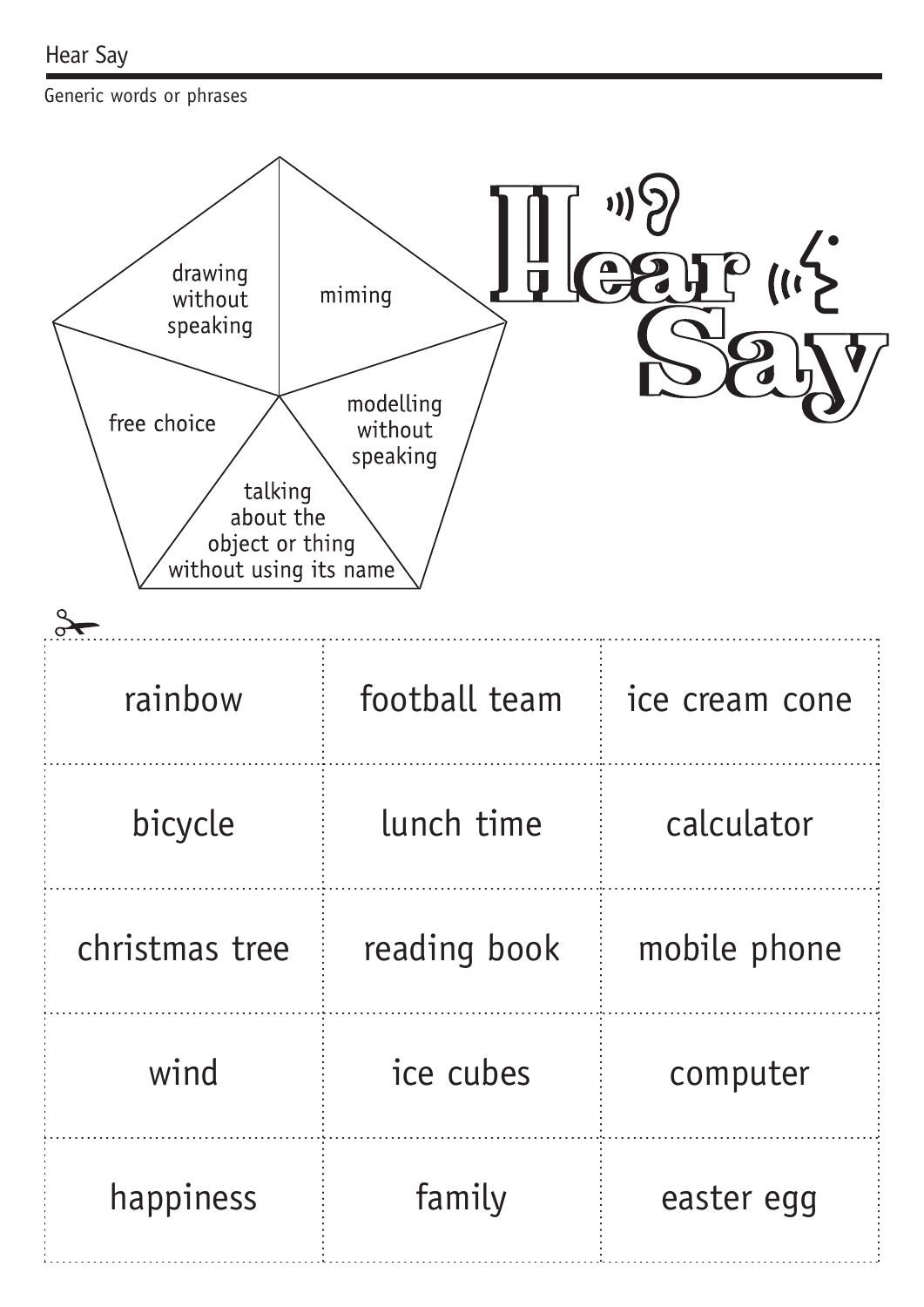Generic words or phrases

- drawing without speaking
- miming
- modelling without speaking
- talking about the object or thing without using its name
- free choice

# Hear Say

| | | |
|---|---|---|
| rainbow | football team | ice cream cone |
| bicycle | lunch time | calculator |
| christmas tree | reading book | mobile phone |
| wind | ice cubes | computer |
| happiness | family | easter egg |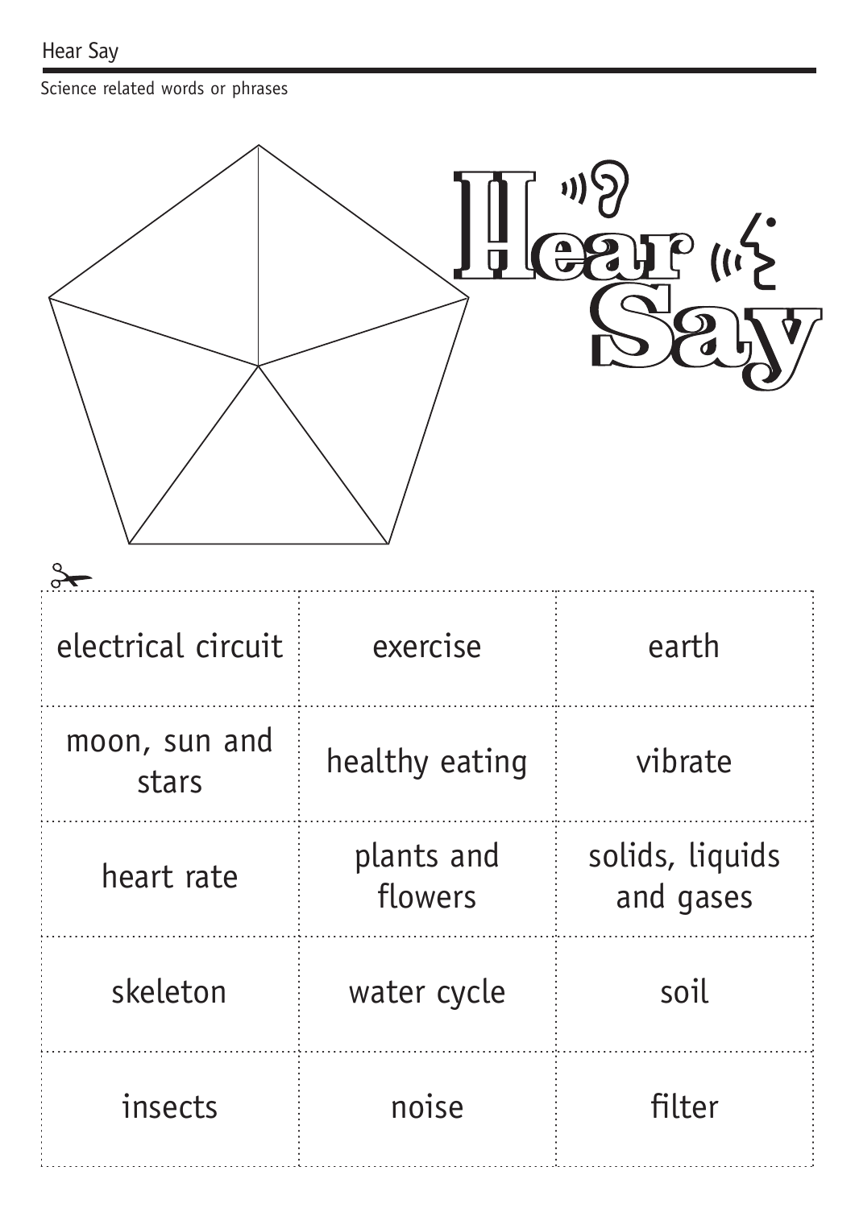Hear Say

Science related words or phrases

# Hear Say

| electrical circuit | exercise | earth |
| --- | --- | --- |
| moon, sun and stars | healthy eating | vibrate |
| heart rate | plants and flowers | solids, liquids and gases |
| skeleton | water cycle | soil |
| insects | noise | filter |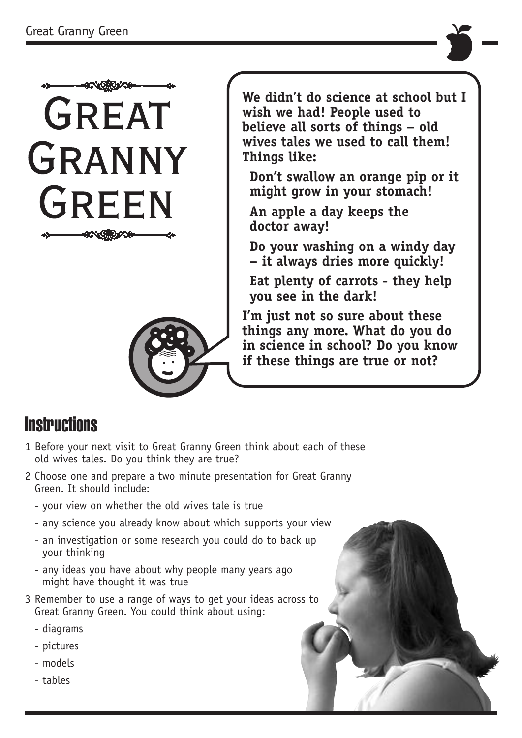# Great Granny Green

We didn't do science at school but I wish we had! People used to believe all sorts of things – old wives tales we used to call them! Things like:

**Don't swallow an orange pip or it might grow in your stomach!**

**An apple a day keeps the doctor away!**

**Do your washing on a windy day – it always dries more quickly!**

**Eat plenty of carrots - they help you see in the dark!**

I'm just not so sure about these things any more. What do you do in science in school? Do you know if these things are true or not?

## Instructions

1. Before your next visit to Great Granny Green think about each of these old wives tales. Do you think they are true?
2. Choose one and prepare a two minute presentation for Great Granny Green. It should include:
   - your view on whether the old wives tale is true
   - any science you already know about which supports your view
   - an investigation or some research you could do to back up your thinking
   - any ideas you have about why people many years ago might have thought it was true
3. Remember to use a range of ways to get your ideas across to Great Granny Green. You could think about using:
   - diagrams
   - pictures
   - models
   - tables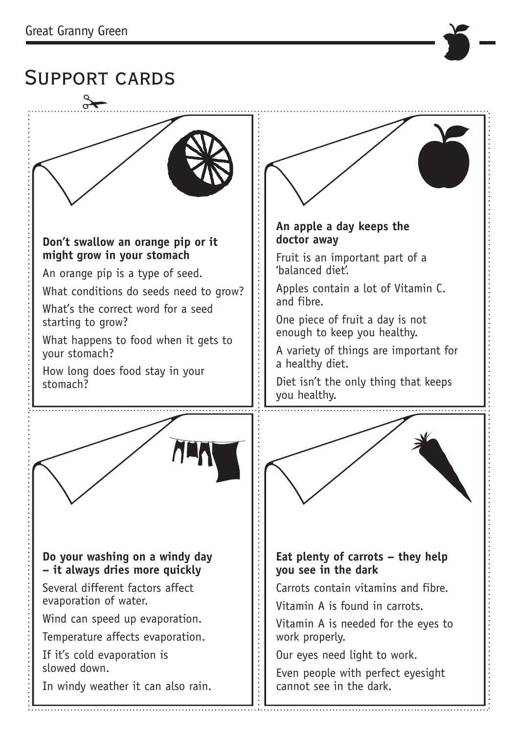# Support cards

**Don't swallow an orange pip or it might grow in your stomach**

An orange pip is a type of seed.

What conditions do seeds need to grow?

What's the correct word for a seed starting to grow?

What happens to food when it gets to your stomach?

How long does food stay in your stomach?

**An apple a day keeps the doctor away**

Fruit is an important part of a 'balanced diet'.

Apples contain a lot of Vitamin C. and fibre.

One piece of fruit a day is not enough to keep you healthy.

A variety of things are important for a healthy diet.

Diet isn't the only thing that keeps you healthy.

**Do your washing on a windy day – it always dries more quickly**

Several different factors affect evaporation of water.

Wind can speed up evaporation.

Temperature affects evaporation.

If it's cold evaporation is slowed down.

In windy weather it can also rain.

**Eat plenty of carrots – they help you see in the dark**

Carrots contain vitamins and fibre.

Vitamin A is found in carrots.

Vitamin A is needed for the eyes to work properly.

Our eyes need light to work.

Even people with perfect eyesight cannot see in the dark.